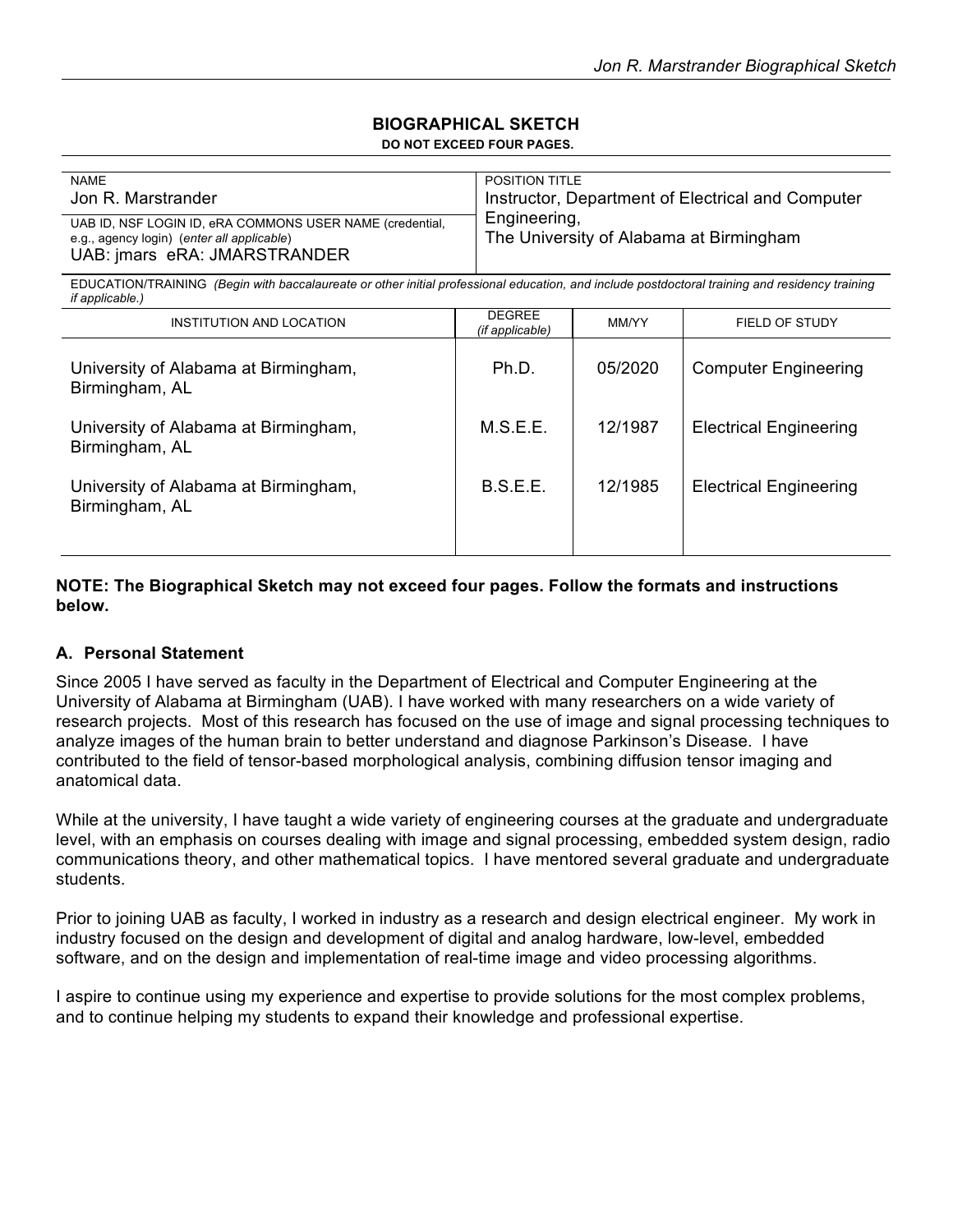## BIOGRAPHICAL SKETCH

**DO NOT EXCEED FOUR PAGES.**

| NAME | POSITION TITLE |
| --- | --- |
| Jon R. Marstrander | Instructor, Department of Electrical and Computer Engineering, The University of Alabama at Birmingham |
| UAB ID, NSF LOGIN ID, eRA COMMONS USER NAME (credential, e.g., agency login) (*enter all applicable*) UAB: jmars eRA: JMARSTRANDER | |

EDUCATION/TRAINING *(Begin with baccalaureate or other initial professional education, and include postdoctoral training and residency training if applicable.)*

| INSTITUTION AND LOCATION | DEGREE *(if applicable)* | MM/YY | FIELD OF STUDY |
| --- | --- | --- | --- |
| University of Alabama at Birmingham, Birmingham, AL | Ph.D. | 05/2020 | Computer Engineering |
| University of Alabama at Birmingham, Birmingham, AL | M.S.E.E. | 12/1987 | Electrical Engineering |
| University of Alabama at Birmingham, Birmingham, AL | B.S.E.E. | 12/1985 | Electrical Engineering |

**NOTE: The Biographical Sketch may not exceed four pages. Follow the formats and instructions below.**

### A. Personal Statement

Since 2005 I have served as faculty in the Department of Electrical and Computer Engineering at the University of Alabama at Birmingham (UAB). I have worked with many researchers on a wide variety of research projects. Most of this research has focused on the use of image and signal processing techniques to analyze images of the human brain to better understand and diagnose Parkinson's Disease. I have contributed to the field of tensor-based morphological analysis, combining diffusion tensor imaging and anatomical data.

While at the university, I have taught a wide variety of engineering courses at the graduate and undergraduate level, with an emphasis on courses dealing with image and signal processing, embedded system design, radio communications theory, and other mathematical topics. I have mentored several graduate and undergraduate students.

Prior to joining UAB as faculty, I worked in industry as a research and design electrical engineer. My work in industry focused on the design and development of digital and analog hardware, low-level, embedded software, and on the design and implementation of real-time image and video processing algorithms.

I aspire to continue using my experience and expertise to provide solutions for the most complex problems, and to continue helping my students to expand their knowledge and professional expertise.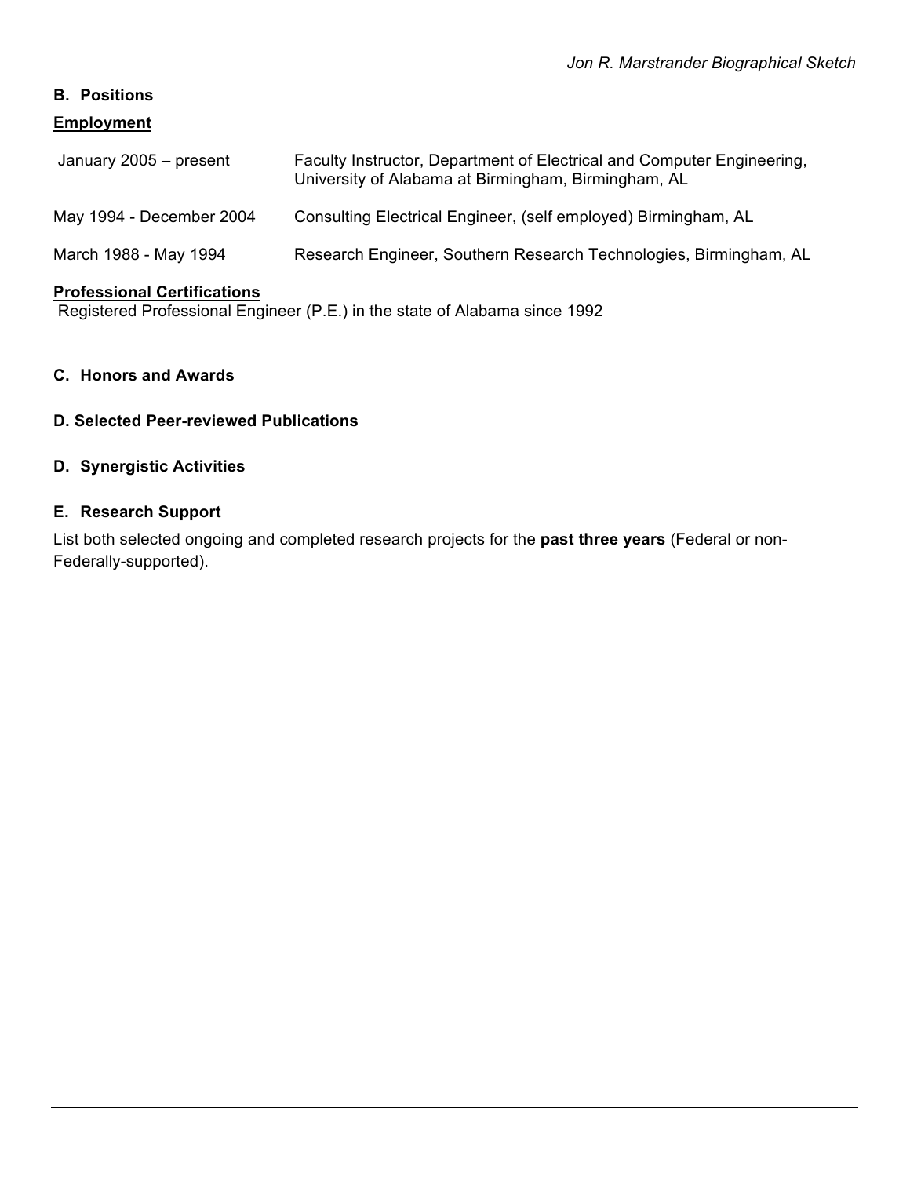### B. Positions

**Employment**

| | |
|---|---|
| January 2005 – present | Faculty Instructor, Department of Electrical and Computer Engineering, University of Alabama at Birmingham, Birmingham, AL |
| May 1994 - December 2004 | Consulting Electrical Engineer, (self employed) Birmingham, AL |
| March 1988 - May 1994 | Research Engineer, Southern Research Technologies, Birmingham, AL |

**Professional Certifications**

Registered Professional Engineer (P.E.) in the state of Alabama since 1992

### C. Honors and Awards

### D. Selected Peer-reviewed Publications

### D. Synergistic Activities

### E. Research Support

List both selected ongoing and completed research projects for the **past three years** (Federal or non-Federally-supported).